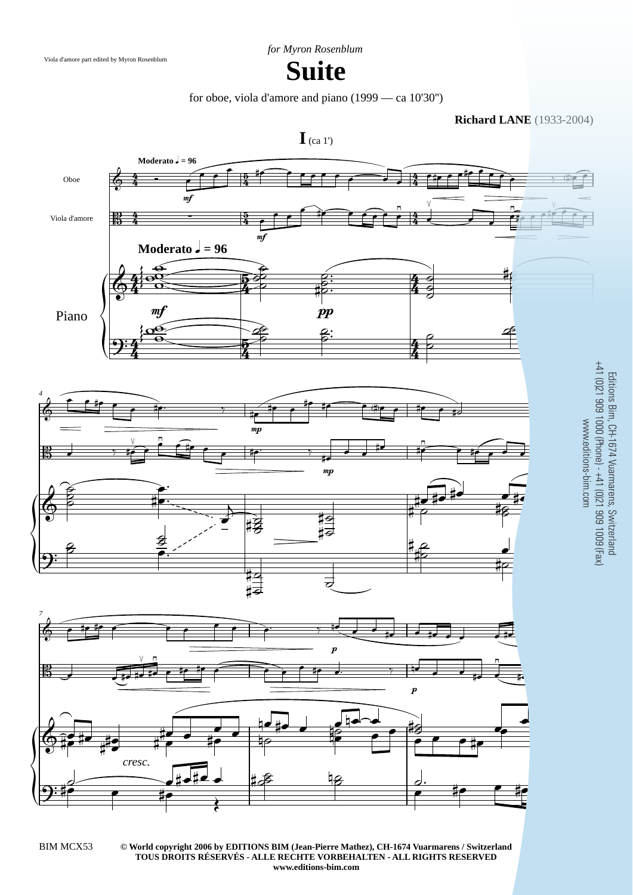Viola d'amore part edited by Myron Rosenblum

*for Myron Rosenblum*

# Suite

for oboe, viola d'amore and piano (1999 — ca 10'30")

**Richard LANE** (1933-2004)

## I (ca 1')

**Moderato ♩ = 96**

Oboe

Viola d'amore

Piano

Editions Bim, CH-1674 Vuarmarens, Switzerland
+41 (0)21 909 1000 (Phone) - +41 (0)21 909 1009 (Fax)
www.editions-bim.com

BIM MCX53

**© World copyright 2006 by EDITIONS BIM (Jean-Pierre Mathez), CH-1674 Vuarmarens / Switzerland**
**TOUS DROITS RÉSERVÉS - ALLE RECHTE VORBEHALTEN - ALL RIGHTS RESERVED**
**www.editions-bim.com**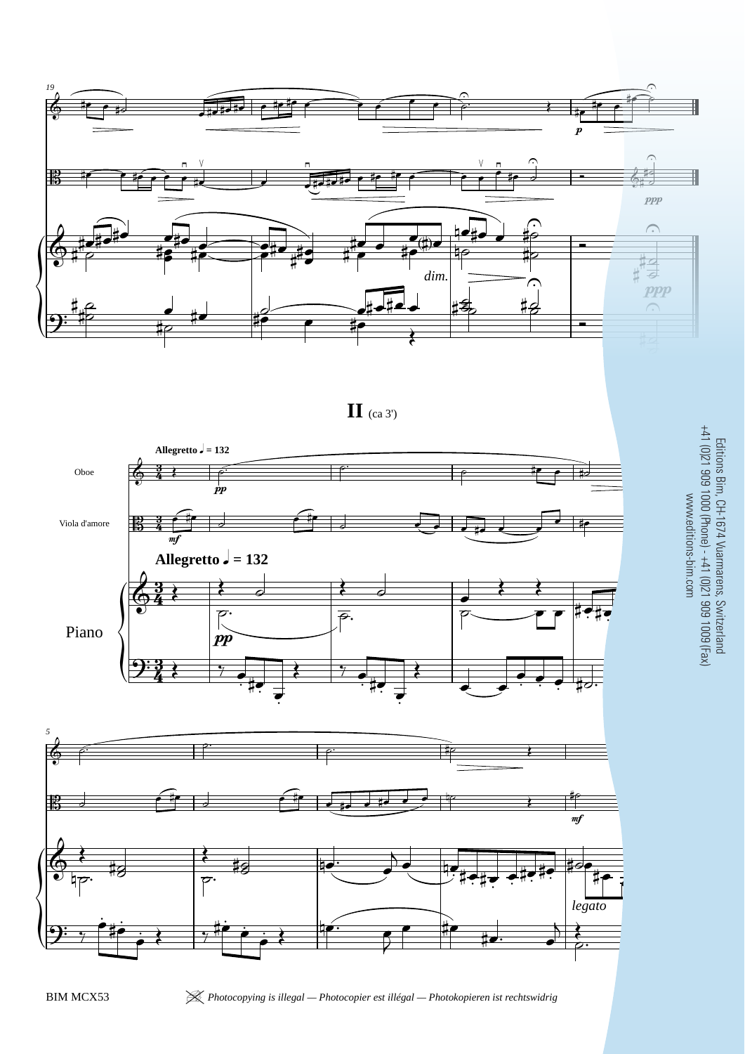## II (ca 3')

Allegretto ♩ = 132

Oboe

Viola d'amore

Piano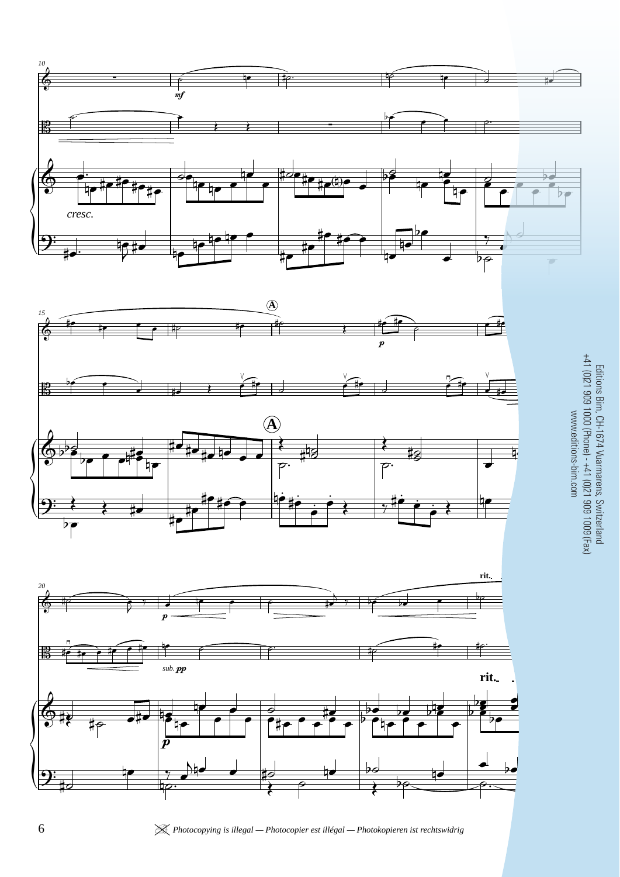Editions Bim, CH-1674 Vuarmarens, Switzerland
+41 (0)21 909 1000 (Phone) - +41 (0)21 909 1009 (Fax)
www.editions-bim.com

*Photocopying is illegal — Photocopier est illégal — Photokopieren ist rechtswidrig*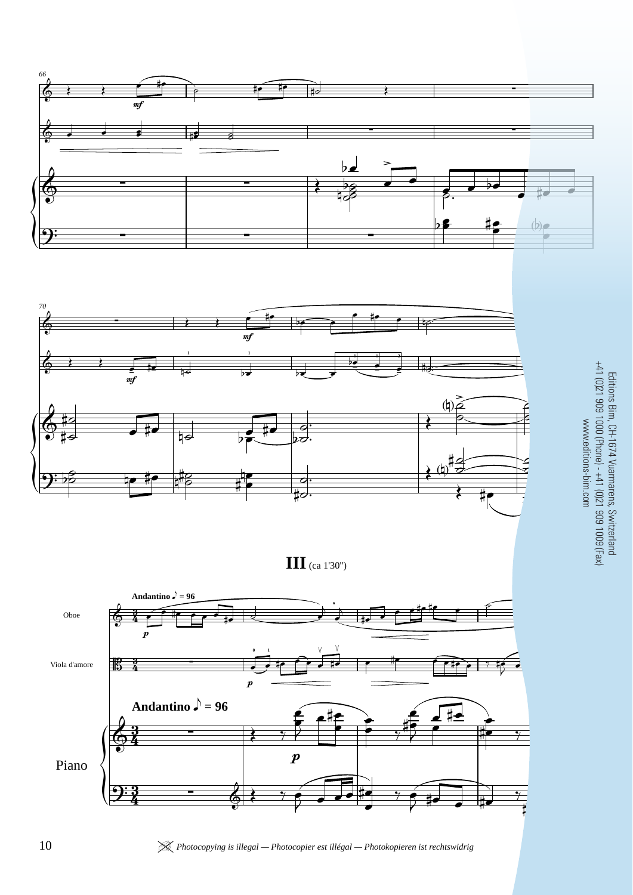# III (ca 1'30")

Andantino ♪ = 96

Oboe

Viola d'amore

Piano

Editions Bim, CH-1674 Vuarmarens, Switzerland
+41 (0)21 909 1000 (Phone) - +41 (0)21 909 1009 (Fax)
www.editions-bim.com

*Photocopying is illegal — Photocopier est illégal — Photokopieren ist rechtswidrig*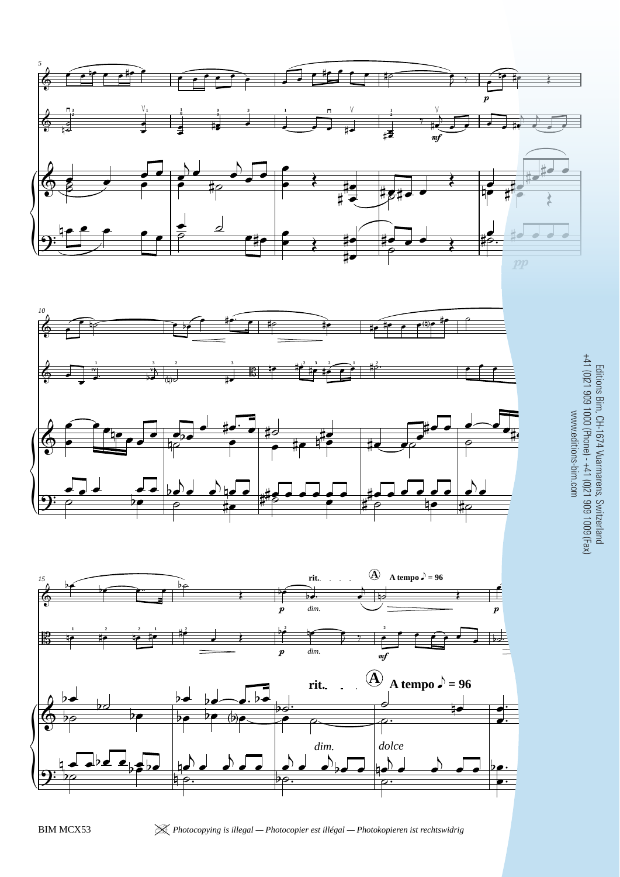rit. **A** A tempo ♪ = 96

*p* *dim.* *mf* *dolce*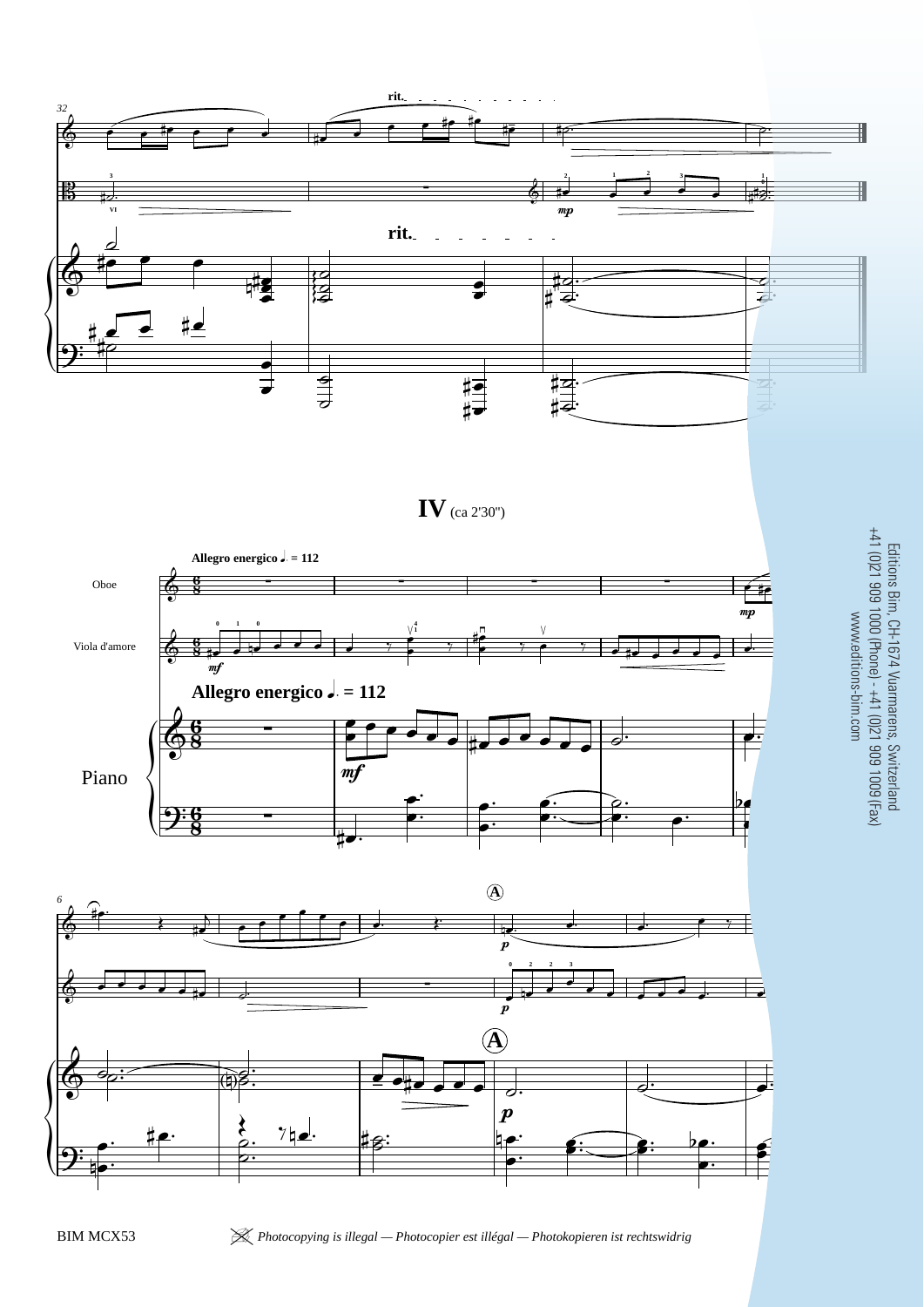## IV (ca 2'30")

**Allegro energico** ♩. = 112

Oboe

Viola d'amore

Piano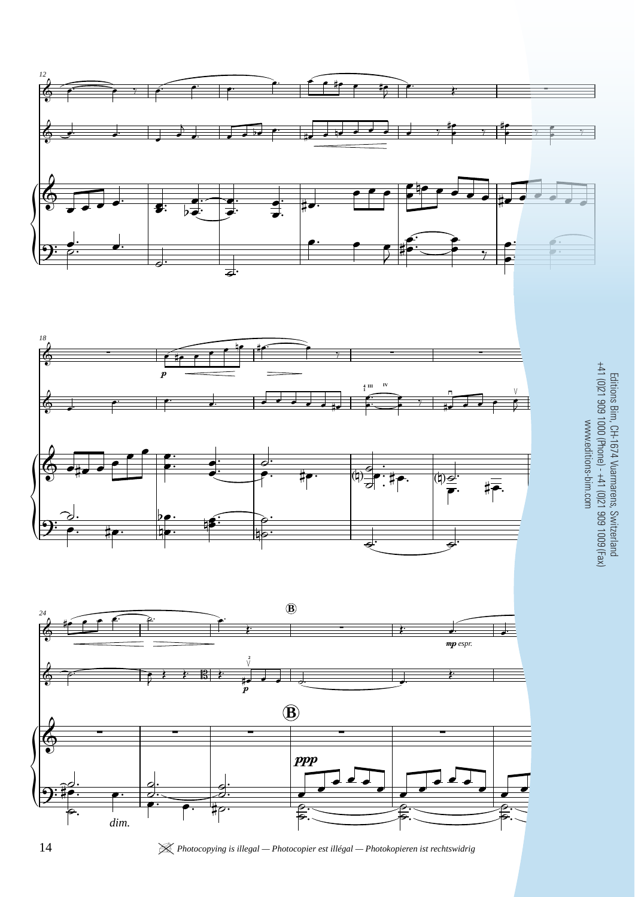Editions Bim, CH-1674 Vuarmarens, Switzerland
+41 (0)21 909 1000 (Phone) - +41 (0)21 909 1009 (Fax)
www.editions-bim.com

*Photocopying is illegal — Photocopier est illégal — Photokopieren ist rechtswidrig*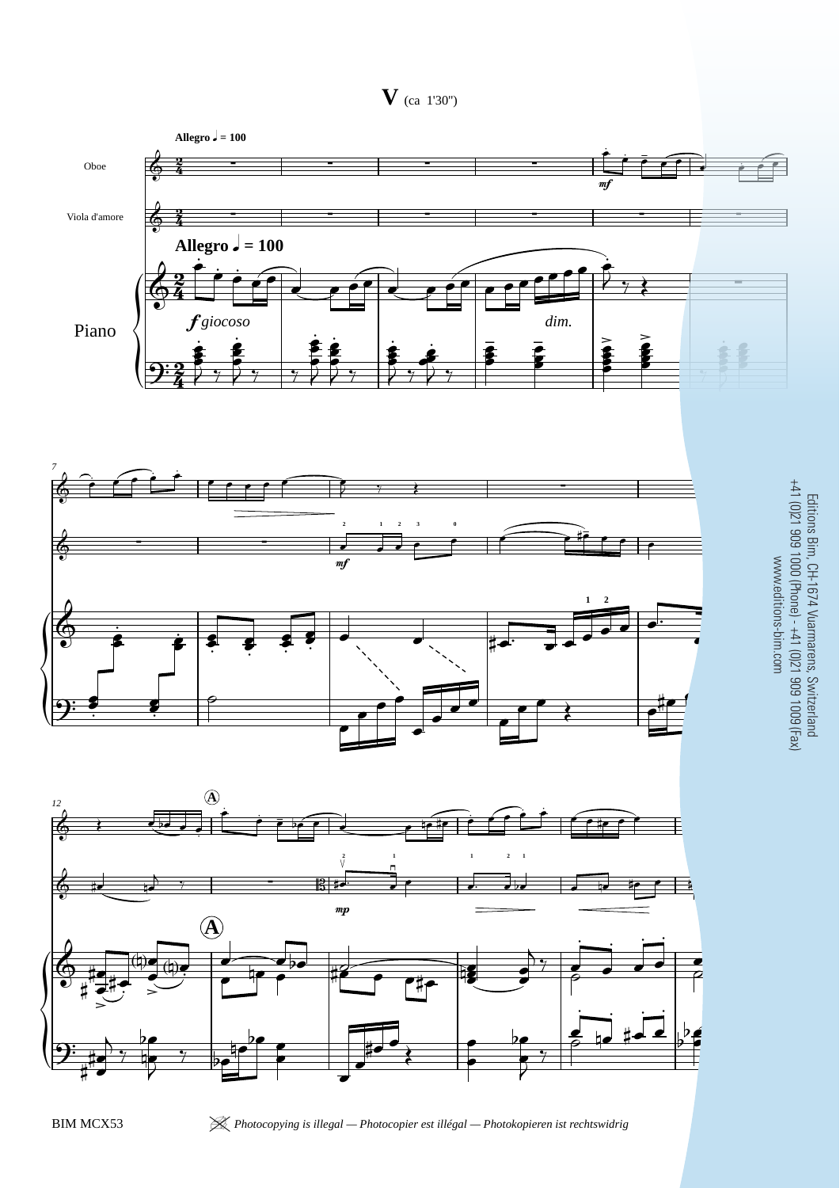# V (ca 1'30")

Allegro ♩ = 100

Oboe

Viola d'amore

Piano

*f giocoso*

*dim.*

*mf*

Editions Bim, CH-1674 Vuarmarens, Switzerland
+41 (0)21 909 1000 (Phone) - +41 (0)21 909 1009 (Fax)
www.editions-bim.com

BIM MCX53

*Photocopying is illegal — Photocopier est illégal — Photokopieren ist rechtswidrig*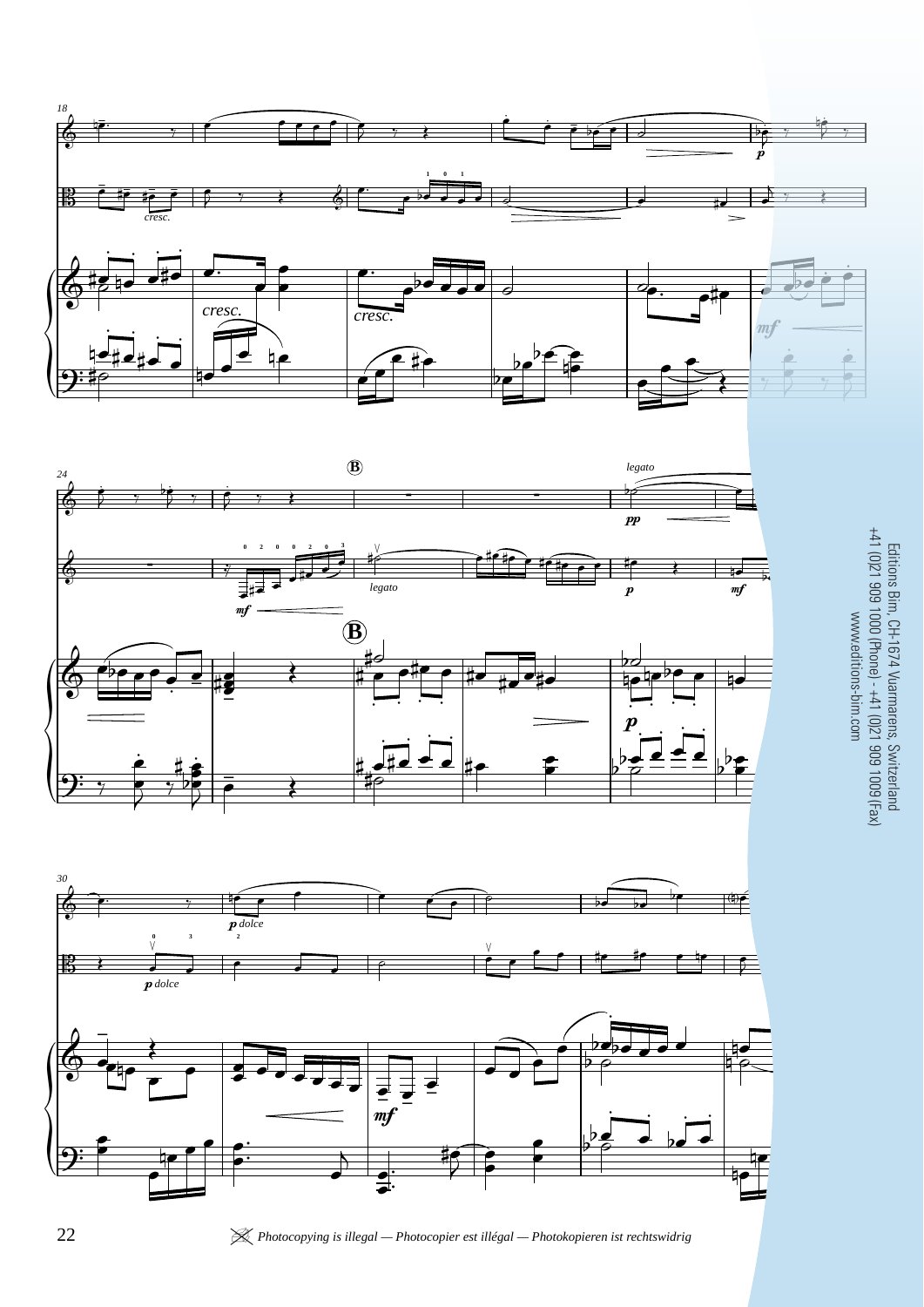Editions Bim, CH-1674 Vuarmarens, Switzerland
+41 (0)21 909 1000 (Phone) - +41 (0)21 909 1009 (Fax)
www.editions-bim.com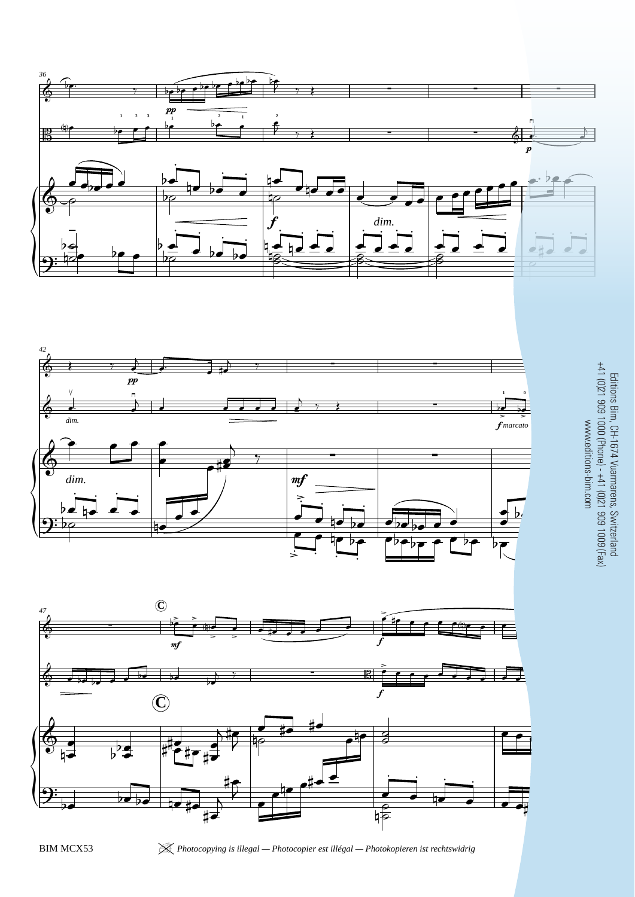Editions Bim, CH-1674 Vuarmarens, Switzerland
+41 (0)21 909 1000 (Phone) - +41 (0)21 909 1009 (Fax)
www.editions-bim.com

BIM MCX53

*Photocopying is illegal — Photocopier est illégal — Photokopieren ist rechtswidrig*